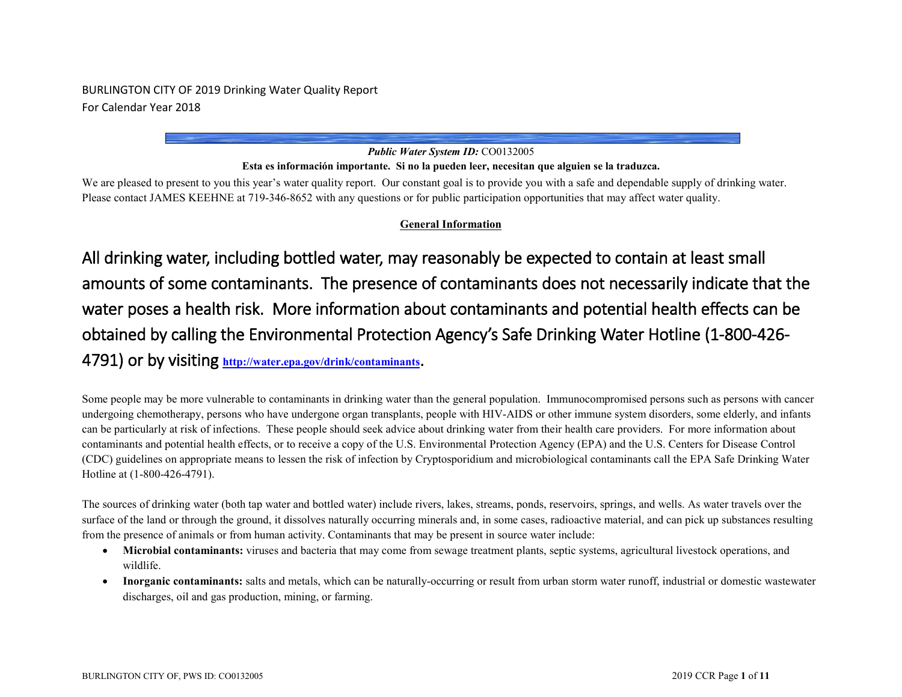BURLINGTON CITY OF 2019 Drinking Water Quality Report
For Calendar Year 2018

***Public Water System ID:*** CO0132005

**Esta es información importante. Si no la pueden leer, necesitan que alguien se la traduzca.**

We are pleased to present to you this year's water quality report. Our constant goal is to provide you with a safe and dependable supply of drinking water. Please contact JAMES KEEHNE at 719-346-8652 with any questions or for public participation opportunities that may affect water quality.

## General Information

All drinking water, including bottled water, may reasonably be expected to contain at least small amounts of some contaminants. The presence of contaminants does not necessarily indicate that the water poses a health risk. More information about contaminants and potential health effects can be obtained by calling the Environmental Protection Agency's Safe Drinking Water Hotline (1-800-426-4791) or by visiting http://water.epa.gov/drink/contaminants.

Some people may be more vulnerable to contaminants in drinking water than the general population. Immunocompromised persons such as persons with cancer undergoing chemotherapy, persons who have undergone organ transplants, people with HIV-AIDS or other immune system disorders, some elderly, and infants can be particularly at risk of infections. These people should seek advice about drinking water from their health care providers. For more information about contaminants and potential health effects, or to receive a copy of the U.S. Environmental Protection Agency (EPA) and the U.S. Centers for Disease Control (CDC) guidelines on appropriate means to lessen the risk of infection by Cryptosporidium and microbiological contaminants call the EPA Safe Drinking Water Hotline at (1-800-426-4791).

The sources of drinking water (both tap water and bottled water) include rivers, lakes, streams, ponds, reservoirs, springs, and wells. As water travels over the surface of the land or through the ground, it dissolves naturally occurring minerals and, in some cases, radioactive material, and can pick up substances resulting from the presence of animals or from human activity. Contaminants that may be present in source water include:

- **Microbial contaminants:** viruses and bacteria that may come from sewage treatment plants, septic systems, agricultural livestock operations, and wildlife.
- **Inorganic contaminants:** salts and metals, which can be naturally-occurring or result from urban storm water runoff, industrial or domestic wastewater discharges, oil and gas production, mining, or farming.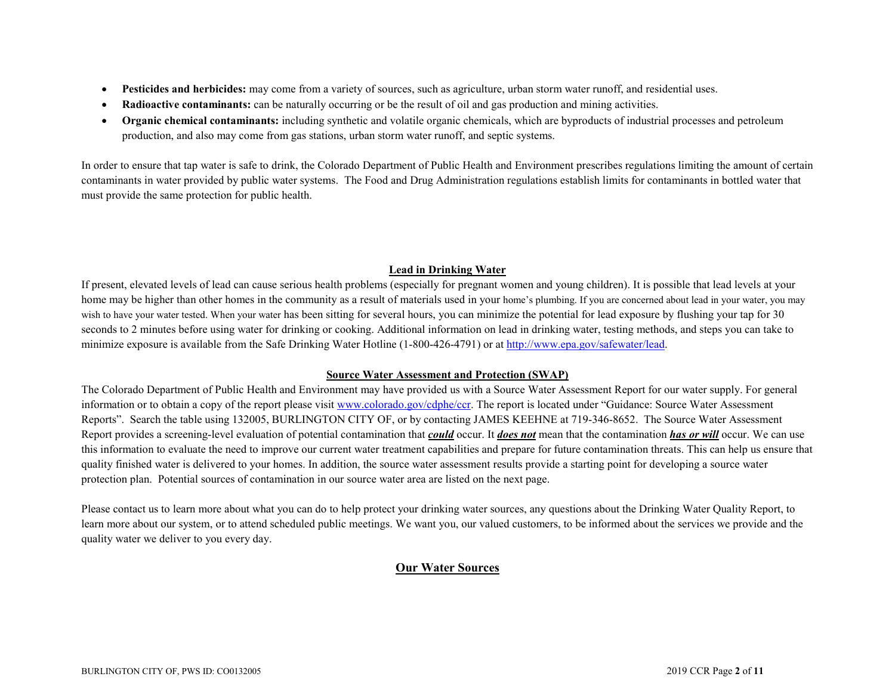- **Pesticides and herbicides:** may come from a variety of sources, such as agriculture, urban storm water runoff, and residential uses.
- **Radioactive contaminants:** can be naturally occurring or be the result of oil and gas production and mining activities.
- **Organic chemical contaminants:** including synthetic and volatile organic chemicals, which are byproducts of industrial processes and petroleum production, and also may come from gas stations, urban storm water runoff, and septic systems.

In order to ensure that tap water is safe to drink, the Colorado Department of Public Health and Environment prescribes regulations limiting the amount of certain contaminants in water provided by public water systems. The Food and Drug Administration regulations establish limits for contaminants in bottled water that must provide the same protection for public health.

## Lead in Drinking Water

If present, elevated levels of lead can cause serious health problems (especially for pregnant women and young children). It is possible that lead levels at your home may be higher than other homes in the community as a result of materials used in your home's plumbing. If you are concerned about lead in your water, you may wish to have your water tested. When your water has been sitting for several hours, you can minimize the potential for lead exposure by flushing your tap for 30 seconds to 2 minutes before using water for drinking or cooking. Additional information on lead in drinking water, testing methods, and steps you can take to minimize exposure is available from the Safe Drinking Water Hotline (1-800-426-4791) or at http://www.epa.gov/safewater/lead.

## Source Water Assessment and Protection (SWAP)

The Colorado Department of Public Health and Environment may have provided us with a Source Water Assessment Report for our water supply. For general information or to obtain a copy of the report please visit www.colorado.gov/cdphe/ccr. The report is located under "Guidance: Source Water Assessment Reports". Search the table using 132005, BURLINGTON CITY OF, or by contacting JAMES KEEHNE at 719-346-8652. The Source Water Assessment Report provides a screening-level evaluation of potential contamination that ***could*** occur. It ***does not*** mean that the contamination ***has or will*** occur. We can use this information to evaluate the need to improve our current water treatment capabilities and prepare for future contamination threats. This can help us ensure that quality finished water is delivered to your homes. In addition, the source water assessment results provide a starting point for developing a source water protection plan. Potential sources of contamination in our source water area are listed on the next page.

Please contact us to learn more about what you can do to help protect your drinking water sources, any questions about the Drinking Water Quality Report, to learn more about our system, or to attend scheduled public meetings. We want you, our valued customers, to be informed about the services we provide and the quality water we deliver to you every day.

## Our Water Sources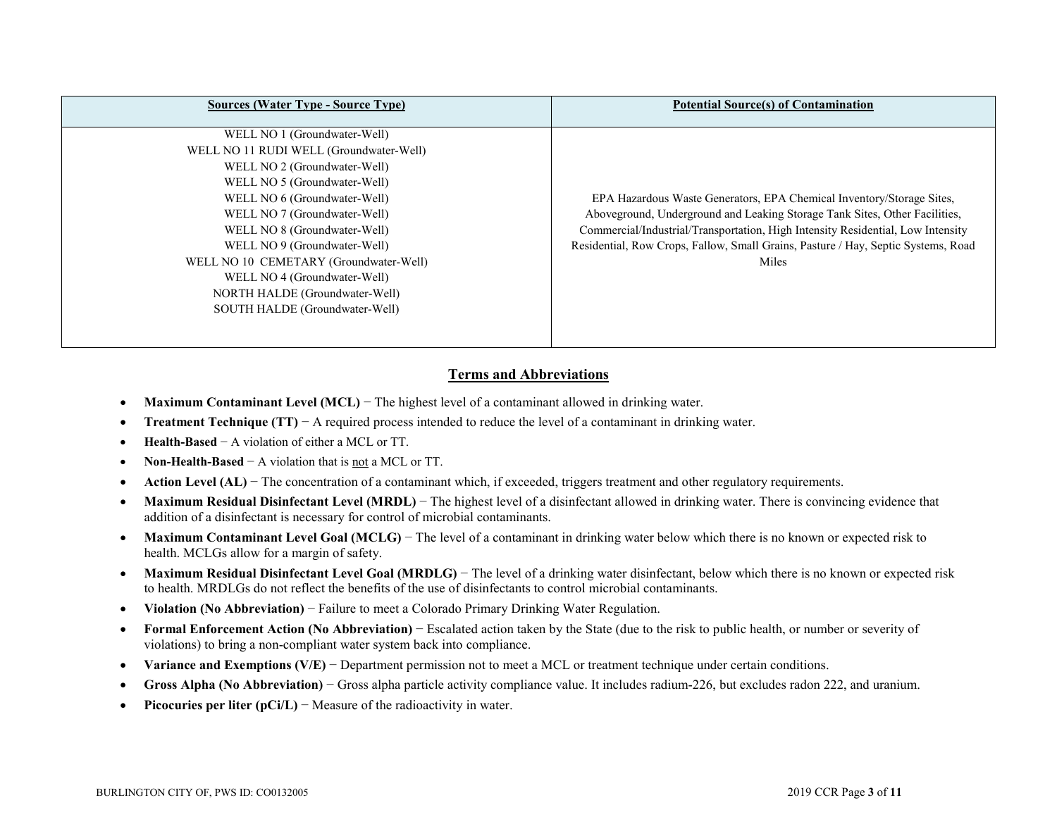| Sources (Water Type - Source Type) | Potential Source(s) of Contamination |
| --- | --- |
| WELL NO 1 (Groundwater-Well)<br>WELL NO 11 RUDI WELL (Groundwater-Well)<br>WELL NO 2 (Groundwater-Well)<br>WELL NO 5 (Groundwater-Well)<br>WELL NO 6 (Groundwater-Well)<br>WELL NO 7 (Groundwater-Well)<br>WELL NO 8 (Groundwater-Well)<br>WELL NO 9 (Groundwater-Well)<br>WELL NO 10 CEMETARY (Groundwater-Well)<br>WELL NO 4 (Groundwater-Well)<br>NORTH HALDE (Groundwater-Well)<br>SOUTH HALDE (Groundwater-Well) | EPA Hazardous Waste Generators, EPA Chemical Inventory/Storage Sites, Aboveground, Underground and Leaking Storage Tank Sites, Other Facilities, Commercial/Industrial/Transportation, High Intensity Residential, Low Intensity Residential, Row Crops, Fallow, Small Grains, Pasture / Hay, Septic Systems, Road Miles |

## Terms and Abbreviations

- **Maximum Contaminant Level (MCL)** − The highest level of a contaminant allowed in drinking water.
- **Treatment Technique (TT)** − A required process intended to reduce the level of a contaminant in drinking water.
- **Health-Based** − A violation of either a MCL or TT.
- **Non-Health-Based** − A violation that is not a MCL or TT.
- **Action Level (AL)** − The concentration of a contaminant which, if exceeded, triggers treatment and other regulatory requirements.
- **Maximum Residual Disinfectant Level (MRDL)** − The highest level of a disinfectant allowed in drinking water. There is convincing evidence that addition of a disinfectant is necessary for control of microbial contaminants.
- **Maximum Contaminant Level Goal (MCLG)** − The level of a contaminant in drinking water below which there is no known or expected risk to health. MCLGs allow for a margin of safety.
- **Maximum Residual Disinfectant Level Goal (MRDLG)** − The level of a drinking water disinfectant, below which there is no known or expected risk to health. MRDLGs do not reflect the benefits of the use of disinfectants to control microbial contaminants.
- **Violation (No Abbreviation)** − Failure to meet a Colorado Primary Drinking Water Regulation.
- **Formal Enforcement Action (No Abbreviation)** − Escalated action taken by the State (due to the risk to public health, or number or severity of violations) to bring a non-compliant water system back into compliance.
- **Variance and Exemptions (V/E)** − Department permission not to meet a MCL or treatment technique under certain conditions.
- **Gross Alpha (No Abbreviation)** − Gross alpha particle activity compliance value. It includes radium-226, but excludes radon 222, and uranium.
- **Picocuries per liter (pCi/L)** − Measure of the radioactivity in water.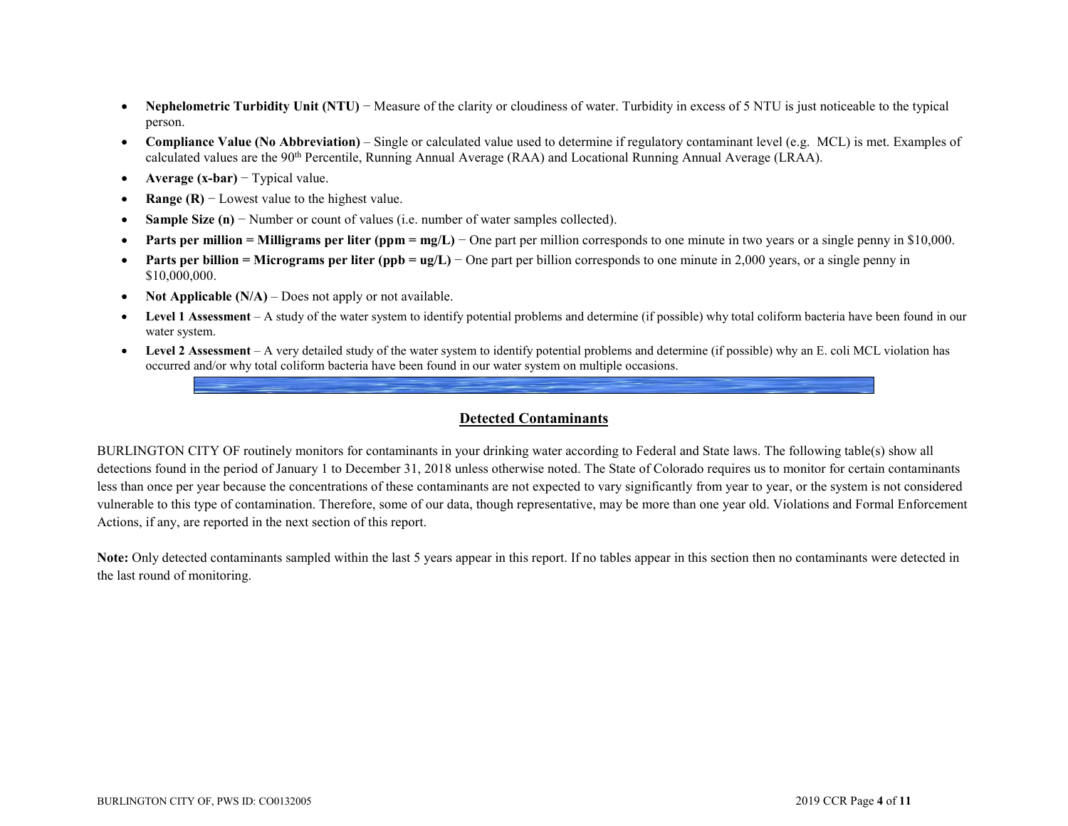- **Nephelometric Turbidity Unit (NTU)** − Measure of the clarity or cloudiness of water. Turbidity in excess of 5 NTU is just noticeable to the typical person.
- **Compliance Value (No Abbreviation)** – Single or calculated value used to determine if regulatory contaminant level (e.g. MCL) is met. Examples of calculated values are the 90th Percentile, Running Annual Average (RAA) and Locational Running Annual Average (LRAA).
- **Average (x-bar)** − Typical value.
- **Range (R)** − Lowest value to the highest value.
- **Sample Size (n)** − Number or count of values (i.e. number of water samples collected).
- **Parts per million = Milligrams per liter (ppm = mg/L)** − One part per million corresponds to one minute in two years or a single penny in $10,000.
- **Parts per billion = Micrograms per liter (ppb = ug/L)** − One part per billion corresponds to one minute in 2,000 years, or a single penny in $10,000,000.
- **Not Applicable (N/A)** – Does not apply or not available.
- **Level 1 Assessment** – A study of the water system to identify potential problems and determine (if possible) why total coliform bacteria have been found in our water system.
- **Level 2 Assessment** – A very detailed study of the water system to identify potential problems and determine (if possible) why an E. coli MCL violation has occurred and/or why total coliform bacteria have been found in our water system on multiple occasions.

## Detected Contaminants

BURLINGTON CITY OF routinely monitors for contaminants in your drinking water according to Federal and State laws. The following table(s) show all detections found in the period of January 1 to December 31, 2018 unless otherwise noted. The State of Colorado requires us to monitor for certain contaminants less than once per year because the concentrations of these contaminants are not expected to vary significantly from year to year, or the system is not considered vulnerable to this type of contamination. Therefore, some of our data, though representative, may be more than one year old. Violations and Formal Enforcement Actions, if any, are reported in the next section of this report.

**Note:** Only detected contaminants sampled within the last 5 years appear in this report. If no tables appear in this section then no contaminants were detected in the last round of monitoring.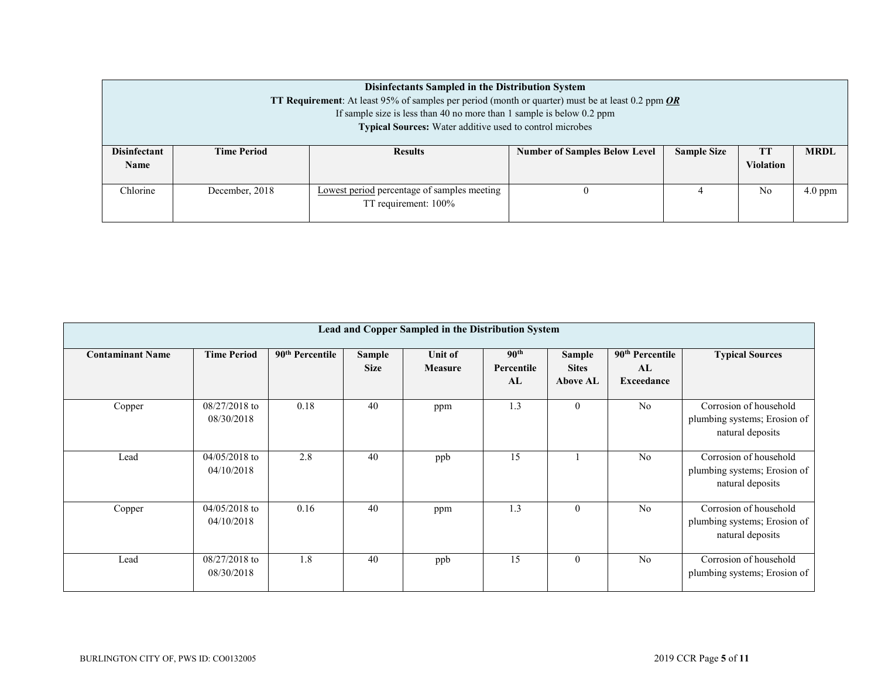| **Disinfectants Sampled in the Distribution System**<br>**TT Requirement**: At least 95% of samples per period (month or quarter) must be at least 0.2 ppm ***OR***<br>If sample size is less than 40 no more than 1 sample is below 0.2 ppm<br>**Typical Sources:** Water additive used to control microbes | | | | | | |
|---|---|---|---|---|---|---|
| **Disinfectant Name** | **Time Period** | **Results** | **Number of Samples Below Level** | **Sample Size** | **TT Violation** | **MRDL** |
| Chlorine | December, 2018 | Lowest period percentage of samples meeting TT requirement: 100% | 0 | 4 | No | 4.0 ppm |

| **Lead and Copper Sampled in the Distribution System** | | | | | | | | |
|---|---|---|---|---|---|---|---|---|
| **Contaminant Name** | **Time Period** | **90th Percentile** | **Sample Size** | **Unit of Measure** | **90th Percentile AL** | **Sample Sites Above AL** | **90th Percentile AL Exceedance** | **Typical Sources** |
| Copper | 08/27/2018 to 08/30/2018 | 0.18 | 40 | ppm | 1.3 | 0 | No | Corrosion of household plumbing systems; Erosion of natural deposits |
| Lead | 04/05/2018 to 04/10/2018 | 2.8 | 40 | ppb | 15 | 1 | No | Corrosion of household plumbing systems; Erosion of natural deposits |
| Copper | 04/05/2018 to 04/10/2018 | 0.16 | 40 | ppm | 1.3 | 0 | No | Corrosion of household plumbing systems; Erosion of natural deposits |
| Lead | 08/27/2018 to 08/30/2018 | 1.8 | 40 | ppb | 15 | 0 | No | Corrosion of household plumbing systems; Erosion of |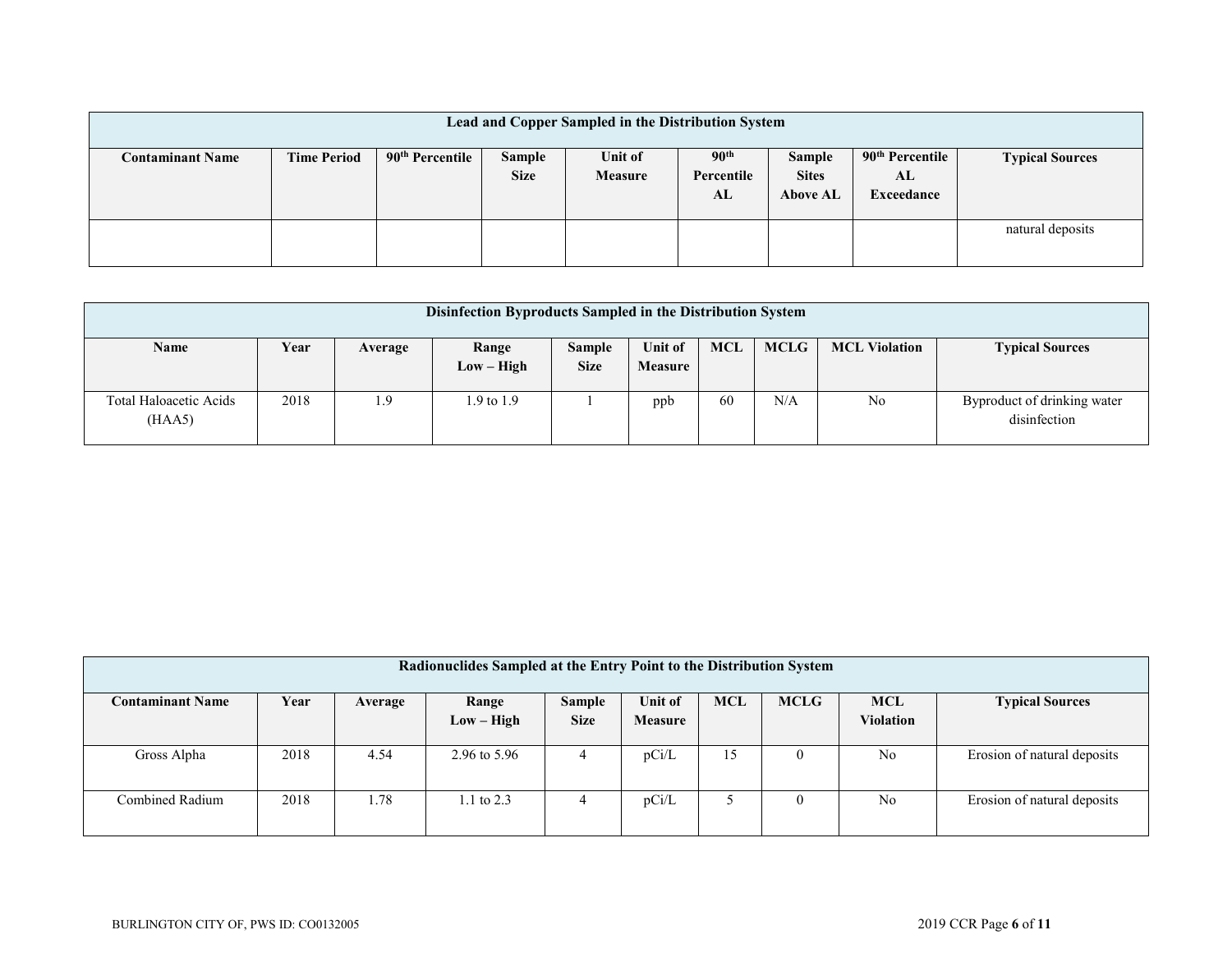| Lead and Copper Sampled in the Distribution System | | | | | | | | |
|---|---|---|---|---|---|---|---|---|
| **Contaminant Name** | **Time Period** | **90th Percentile** | **Sample Size** | **Unit of Measure** | **90th Percentile AL** | **Sample Sites Above AL** | **90th Percentile AL Exceedance** | **Typical Sources** |
| | | | | | | | | natural deposits |

| Disinfection Byproducts Sampled in the Distribution System | | | | | | | | | |
|---|---|---|---|---|---|---|---|---|---|
| **Name** | **Year** | **Average** | **Range Low – High** | **Sample Size** | **Unit of Measure** | **MCL** | **MCLG** | **MCL Violation** | **Typical Sources** |
| Total Haloacetic Acids (HAA5) | 2018 | 1.9 | 1.9 to 1.9 | 1 | ppb | 60 | N/A | No | Byproduct of drinking water disinfection |

| Radionuclides Sampled at the Entry Point to the Distribution System | | | | | | | | | |
|---|---|---|---|---|---|---|---|---|---|
| **Contaminant Name** | **Year** | **Average** | **Range Low – High** | **Sample Size** | **Unit of Measure** | **MCL** | **MCLG** | **MCL Violation** | **Typical Sources** |
| Gross Alpha | 2018 | 4.54 | 2.96 to 5.96 | 4 | pCi/L | 15 | 0 | No | Erosion of natural deposits |
| Combined Radium | 2018 | 1.78 | 1.1 to 2.3 | 4 | pCi/L | 5 | 0 | No | Erosion of natural deposits |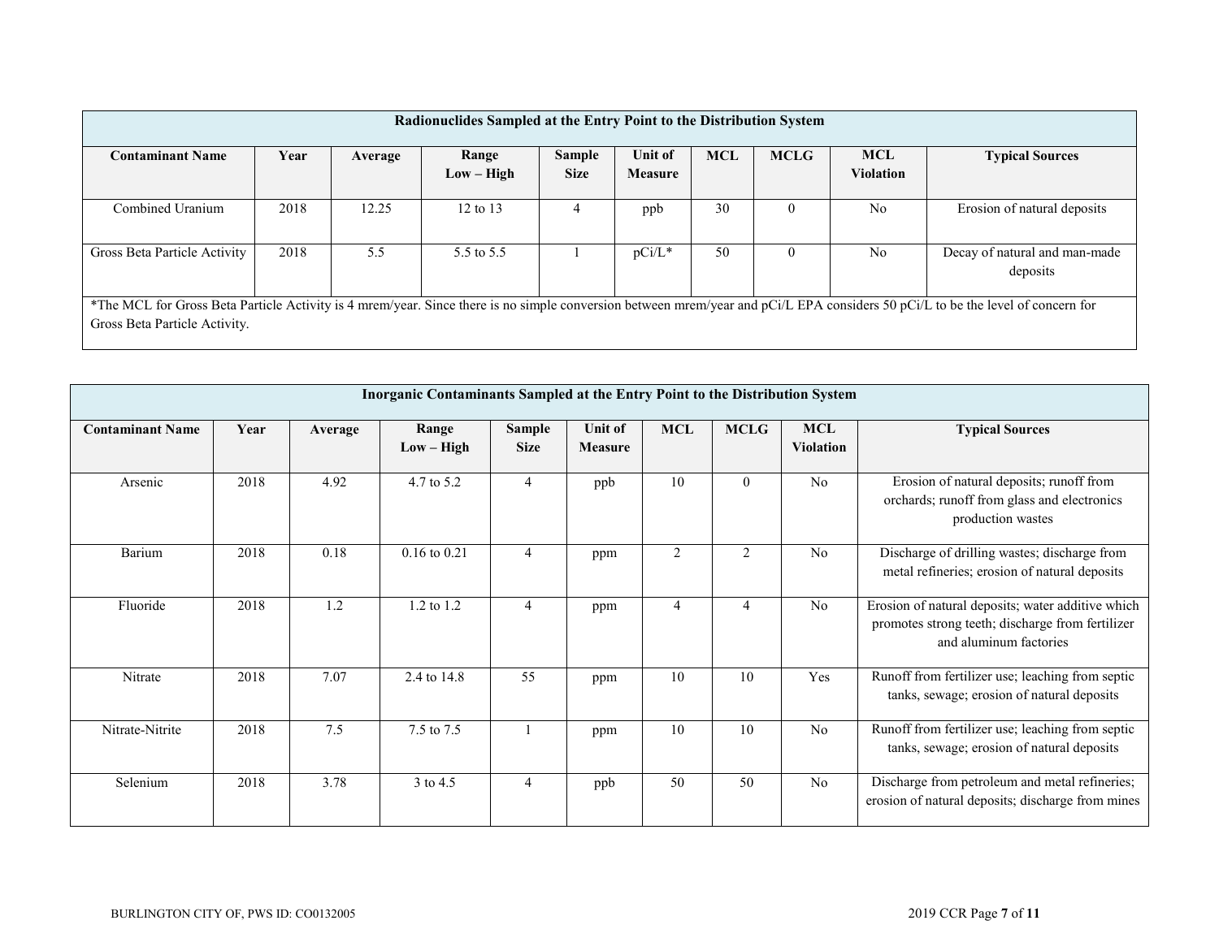| Radionuclides Sampled at the Entry Point to the Distribution System | | | | | | | | | |
|---|---|---|---|---|---|---|---|---|---|
| **Contaminant Name** | **Year** | **Average** | **Range Low – High** | **Sample Size** | **Unit of Measure** | **MCL** | **MCLG** | **MCL Violation** | **Typical Sources** |
| Combined Uranium | 2018 | 12.25 | 12 to 13 | 4 | ppb | 30 | 0 | No | Erosion of natural deposits |
| Gross Beta Particle Activity | 2018 | 5.5 | 5.5 to 5.5 | 1 | pCi/L* | 50 | 0 | No | Decay of natural and man-made deposits |

*The MCL for Gross Beta Particle Activity is 4 mrem/year. Since there is no simple conversion between mrem/year and pCi/L EPA considers 50 pCi/L to be the level of concern for Gross Beta Particle Activity.

| Inorganic Contaminants Sampled at the Entry Point to the Distribution System | | | | | | | | | |
|---|---|---|---|---|---|---|---|---|---|
| **Contaminant Name** | **Year** | **Average** | **Range Low – High** | **Sample Size** | **Unit of Measure** | **MCL** | **MCLG** | **MCL Violation** | **Typical Sources** |
| Arsenic | 2018 | 4.92 | 4.7 to 5.2 | 4 | ppb | 10 | 0 | No | Erosion of natural deposits; runoff from orchards; runoff from glass and electronics production wastes |
| Barium | 2018 | 0.18 | 0.16 to 0.21 | 4 | ppm | 2 | 2 | No | Discharge of drilling wastes; discharge from metal refineries; erosion of natural deposits |
| Fluoride | 2018 | 1.2 | 1.2 to 1.2 | 4 | ppm | 4 | 4 | No | Erosion of natural deposits; water additive which promotes strong teeth; discharge from fertilizer and aluminum factories |
| Nitrate | 2018 | 7.07 | 2.4 to 14.8 | 55 | ppm | 10 | 10 | Yes | Runoff from fertilizer use; leaching from septic tanks, sewage; erosion of natural deposits |
| Nitrate-Nitrite | 2018 | 7.5 | 7.5 to 7.5 | 1 | ppm | 10 | 10 | No | Runoff from fertilizer use; leaching from septic tanks, sewage; erosion of natural deposits |
| Selenium | 2018 | 3.78 | 3 to 4.5 | 4 | ppb | 50 | 50 | No | Discharge from petroleum and metal refineries; erosion of natural deposits; discharge from mines |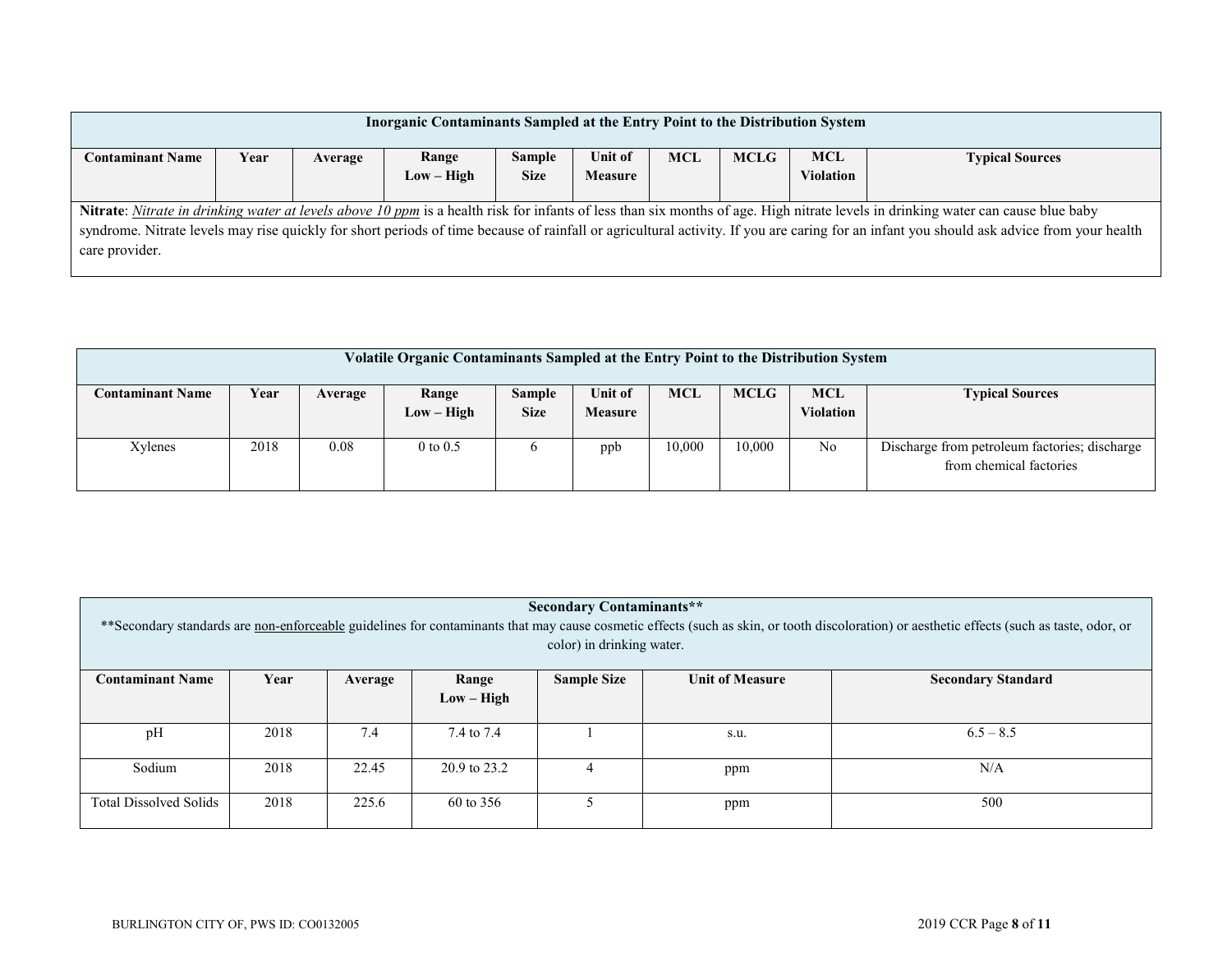| Inorganic Contaminants Sampled at the Entry Point to the Distribution System | | | | | | | | | |
|---|---|---|---|---|---|---|---|---|---|
| **Contaminant Name** | **Year** | **Average** | **Range Low – High** | **Sample Size** | **Unit of Measure** | **MCL** | **MCLG** | **MCL Violation** | **Typical Sources** |
| **Nitrate**: *Nitrate in drinking water at levels above 10 ppm* is a health risk for infants of less than six months of age. High nitrate levels in drinking water can cause blue baby syndrome. Nitrate levels may rise quickly for short periods of time because of rainfall or agricultural activity. If you are caring for an infant you should ask advice from your health care provider. | | | | | | | | | |

| Volatile Organic Contaminants Sampled at the Entry Point to the Distribution System | | | | | | | | | |
|---|---|---|---|---|---|---|---|---|---|
| **Contaminant Name** | **Year** | **Average** | **Range Low – High** | **Sample Size** | **Unit of Measure** | **MCL** | **MCLG** | **MCL Violation** | **Typical Sources** |
| Xylenes | 2018 | 0.08 | 0 to 0.5 | 6 | ppb | 10,000 | 10,000 | No | Discharge from petroleum factories; discharge from chemical factories |

| Secondary Contaminants** **Secondary standards are non-enforceable guidelines for contaminants that may cause cosmetic effects (such as skin, or tooth discoloration) or aesthetic effects (such as taste, odor, or color) in drinking water. | | | | | | |
|---|---|---|---|---|---|---|
| **Contaminant Name** | **Year** | **Average** | **Range Low – High** | **Sample Size** | **Unit of Measure** | **Secondary Standard** |
| pH | 2018 | 7.4 | 7.4 to 7.4 | 1 | s.u. | 6.5 – 8.5 |
| Sodium | 2018 | 22.45 | 20.9 to 23.2 | 4 | ppm | N/A |
| Total Dissolved Solids | 2018 | 225.6 | 60 to 356 | 5 | ppm | 500 |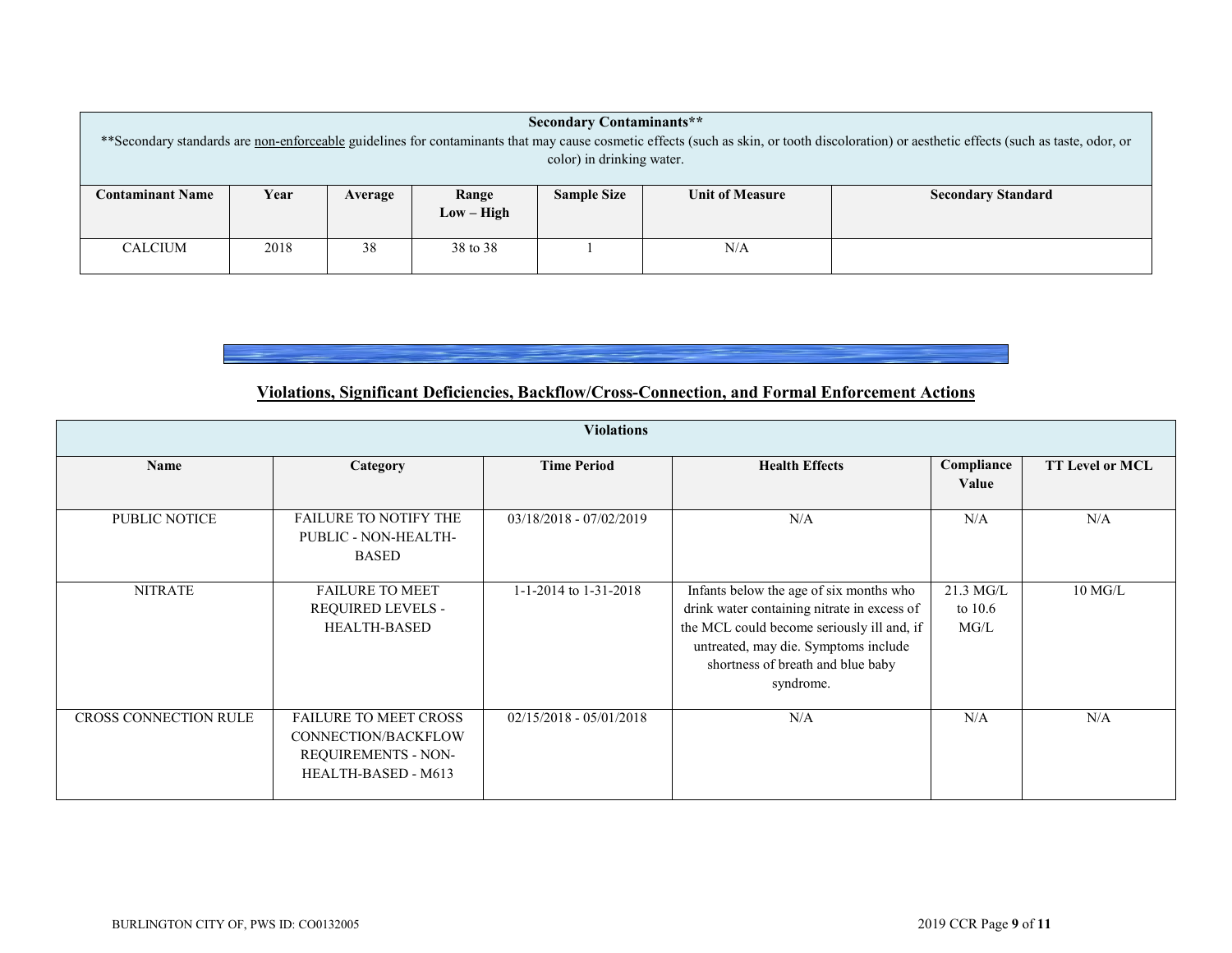| Secondary Contaminants** | | | | | | |
|---|---|---|---|---|---|---|
| **Secondary standards are <u>non-enforceable</u> guidelines for contaminants that may cause cosmetic effects (such as skin, or tooth discoloration) or aesthetic effects (such as taste, odor, or color) in drinking water. | | | | | | |
| **Contaminant Name** | **Year** | **Average** | **Range Low – High** | **Sample Size** | **Unit of Measure** | **Secondary Standard** |
| CALCIUM | 2018 | 38 | 38 to 38 | 1 | N/A | |

## Violations, Significant Deficiencies, Backflow/Cross-Connection, and Formal Enforcement Actions

| Violations | | | | | |
|---|---|---|---|---|---|
| **Name** | **Category** | **Time Period** | **Health Effects** | **Compliance Value** | **TT Level or MCL** |
| PUBLIC NOTICE | FAILURE TO NOTIFY THE PUBLIC - NON-HEALTH-BASED | 03/18/2018 - 07/02/2019 | N/A | N/A | N/A |
| NITRATE | FAILURE TO MEET REQUIRED LEVELS - HEALTH-BASED | 1-1-2014 to 1-31-2018 | Infants below the age of six months who drink water containing nitrate in excess of the MCL could become seriously ill and, if untreated, may die. Symptoms include shortness of breath and blue baby syndrome. | 21.3 MG/L to 10.6 MG/L | 10 MG/L |
| CROSS CONNECTION RULE | FAILURE TO MEET CROSS CONNECTION/BACKFLOW REQUIREMENTS - NON-HEALTH-BASED - M613 | 02/15/2018 - 05/01/2018 | N/A | N/A | N/A |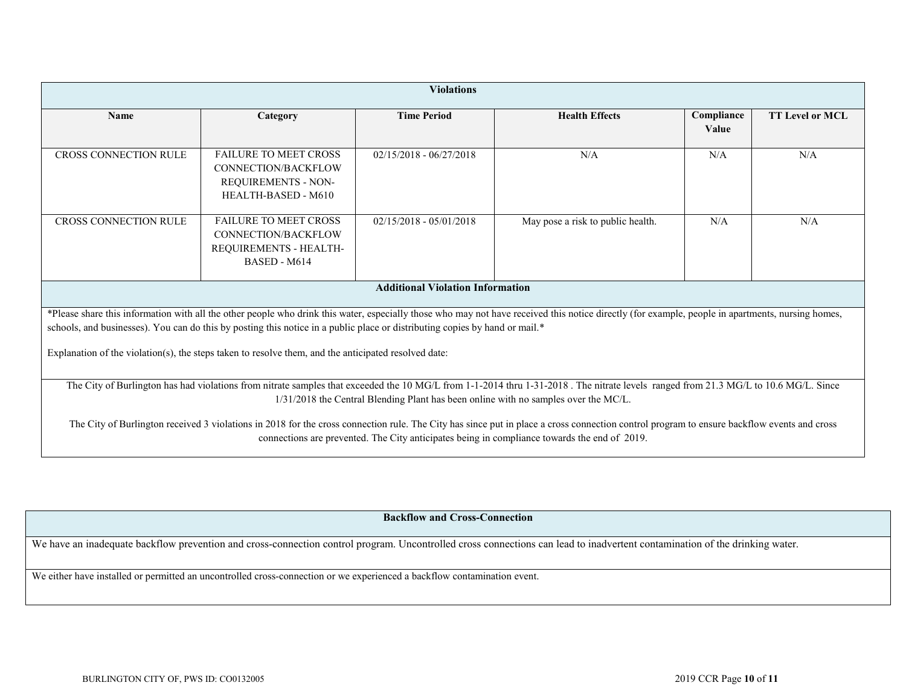| Violations | | | | | |
|---|---|---|---|---|---|
| **Name** | **Category** | **Time Period** | **Health Effects** | **Compliance Value** | **TT Level or MCL** |
| CROSS CONNECTION RULE | FAILURE TO MEET CROSS CONNECTION/BACKFLOW REQUIREMENTS - NON-HEALTH-BASED - M610 | 02/15/2018 - 06/27/2018 | N/A | N/A | N/A |
| CROSS CONNECTION RULE | FAILURE TO MEET CROSS CONNECTION/BACKFLOW REQUIREMENTS - HEALTH-BASED - M614 | 02/15/2018 - 05/01/2018 | May pose a risk to public health. | N/A | N/A |

**Additional Violation Information**

*Please share this information with all the other people who drink this water, especially those who may not have received this notice directly (for example, people in apartments, nursing homes, schools, and businesses). You can do this by posting this notice in a public place or distributing copies by hand or mail.*

Explanation of the violation(s), the steps taken to resolve them, and the anticipated resolved date:

The City of Burlington has had violations from nitrate samples that exceeded the 10 MG/L from 1-1-2014 thru 1-31-2018 . The nitrate levels ranged from 21.3 MG/L to 10.6 MG/L. Since 1/31/2018 the Central Blending Plant has been online with no samples over the MC/L.

The City of Burlington received 3 violations in 2018 for the cross connection rule. The City has since put in place a cross connection control program to ensure backflow events and cross connections are prevented. The City anticipates being in compliance towards the end of 2019.

**Backflow and Cross-Connection**

We have an inadequate backflow prevention and cross-connection control program. Uncontrolled cross connections can lead to inadvertent contamination of the drinking water.

We either have installed or permitted an uncontrolled cross-connection or we experienced a backflow contamination event.